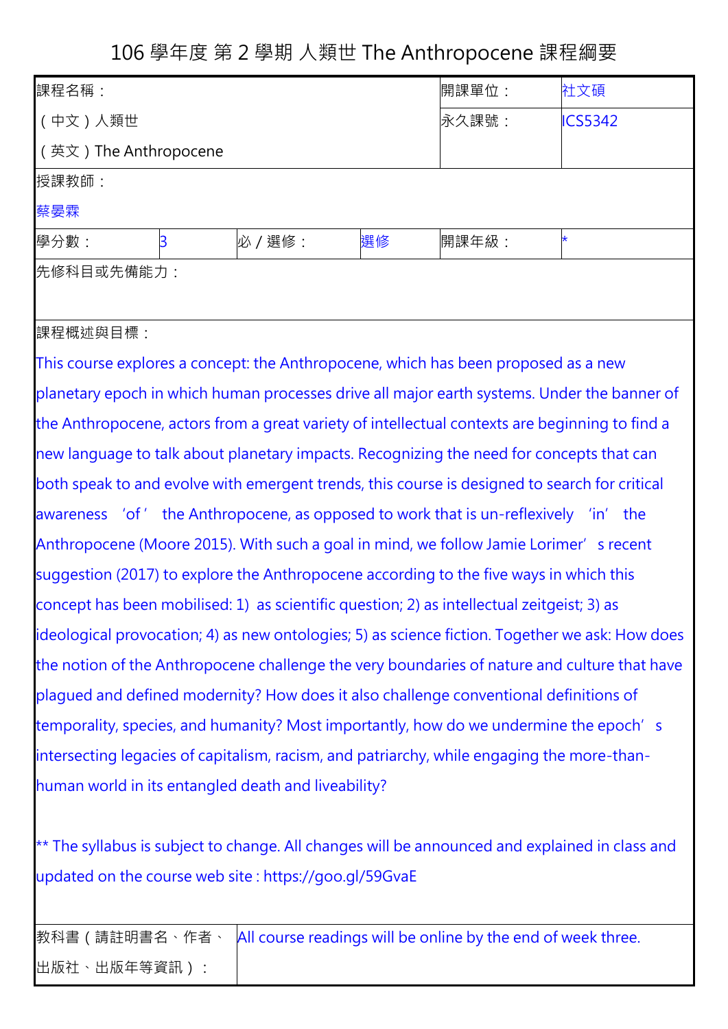# 106 學年度 第 2 學期 人類世 The Anthropocene 課程綱要

| 課程名稱： | | | | 開課單位： | 社文碩 |
|---|---|---|---|---|---|
| （中文）人類世<br>（英文）The Anthropocene | | | | 永久課號： | ICS5342 |
| 授課教師：<br>蔡晏霖 | | | | | |
| 學分數： | 3 | 必／選修： | 選修 | 開課年級： | * |
| 先修科目或先備能力： | | | | | |

**課程概述與目標：**

This course explores a concept: the Anthropocene, which has been proposed as a new planetary epoch in which human processes drive all major earth systems. Under the banner of the Anthropocene, actors from a great variety of intellectual contexts are beginning to find a new language to talk about planetary impacts. Recognizing the need for concepts that can both speak to and evolve with emergent trends, this course is designed to search for critical awareness 'of' the Anthropocene, as opposed to work that is un-reflexively 'in' the Anthropocene (Moore 2015). With such a goal in mind, we follow Jamie Lorimer's recent suggestion (2017) to explore the Anthropocene according to the five ways in which this concept has been mobilised: 1) as scientific question; 2) as intellectual zeitgeist; 3) as ideological provocation; 4) as new ontologies; 5) as science fiction. Together we ask: How does the notion of the Anthropocene challenge the very boundaries of nature and culture that have plagued and defined modernity? How does it also challenge conventional definitions of temporality, species, and humanity? Most importantly, how do we undermine the epoch's intersecting legacies of capitalism, racism, and patriarchy, while engaging the more-than-human world in its entangled death and liveability?

** The syllabus is subject to change. All changes will be announced and explained in class and updated on the course web site : https://goo.gl/59GvaE

| 教科書（請註明書名、作者、出版社、出版年等資訊）： | All course readings will be online by the end of week three. |
|---|---|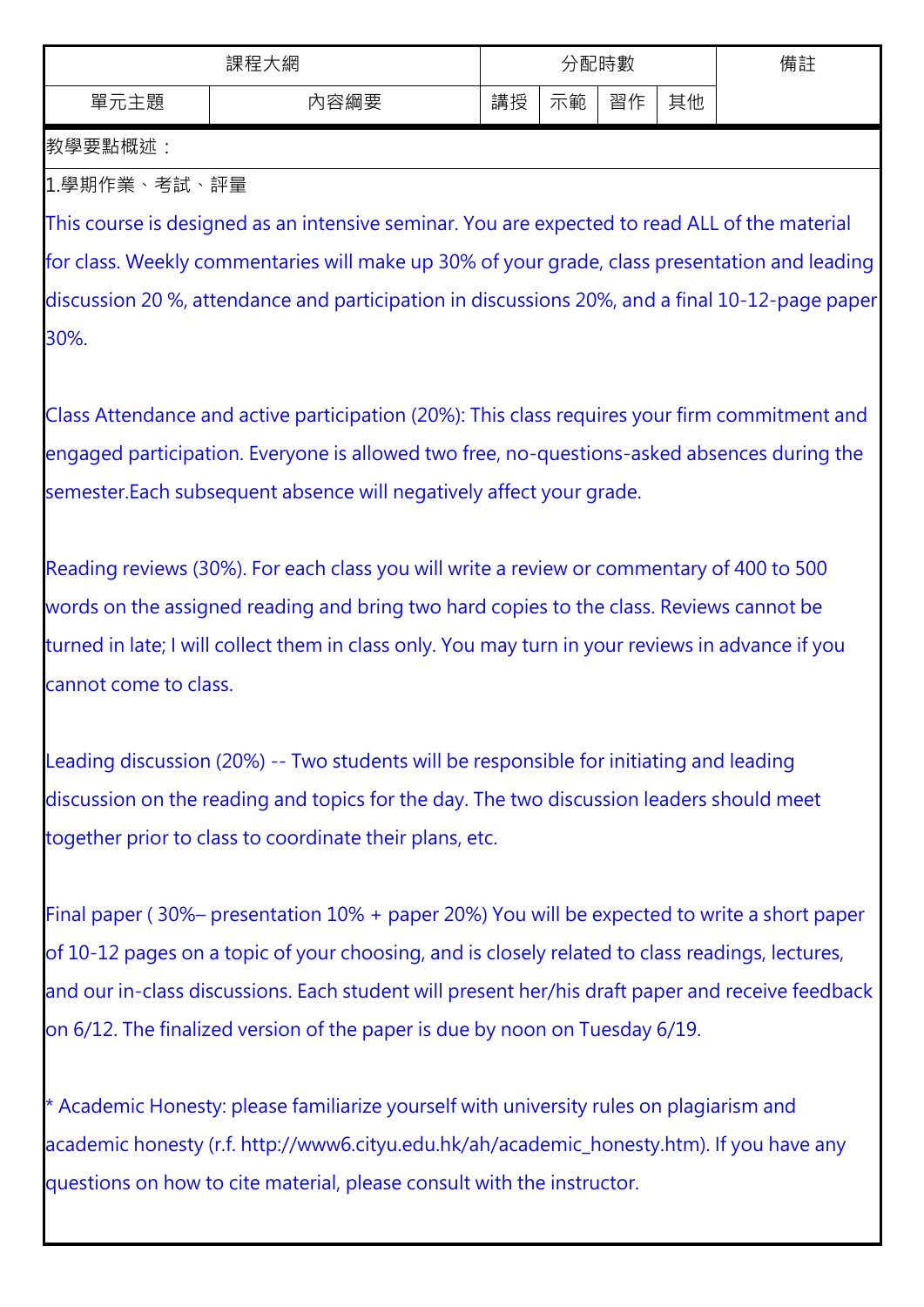| 課程大綱 | | 分配時數 | | | | 備註 |
|---|---|---|---|---|---|---|
| 單元主題 | 內容綱要 | 講授 | 示範 | 習作 | 其他 | |

教學要點概述：

1.學期作業、考試、評量

This course is designed as an intensive seminar. You are expected to read ALL of the material for class. Weekly commentaries will make up 30% of your grade, class presentation and leading discussion 20 %, attendance and participation in discussions 20%, and a final 10-12-page paper 30%.

Class Attendance and active participation (20%): This class requires your firm commitment and engaged participation. Everyone is allowed two free, no-questions-asked absences during the semester.Each subsequent absence will negatively affect your grade.

Reading reviews (30%). For each class you will write a review or commentary of 400 to 500 words on the assigned reading and bring two hard copies to the class. Reviews cannot be turned in late; I will collect them in class only. You may turn in your reviews in advance if you cannot come to class.

Leading discussion (20%) -- Two students will be responsible for initiating and leading discussion on the reading and topics for the day. The two discussion leaders should meet together prior to class to coordinate their plans, etc.

Final paper ( 30%– presentation 10% + paper 20%) You will be expected to write a short paper of 10-12 pages on a topic of your choosing, and is closely related to class readings, lectures, and our in-class discussions. Each student will present her/his draft paper and receive feedback on 6/12. The finalized version of the paper is due by noon on Tuesday 6/19.

* Academic Honesty: please familiarize yourself with university rules on plagiarism and academic honesty (r.f. http://www6.cityu.edu.hk/ah/academic_honesty.htm). If you have any questions on how to cite material, please consult with the instructor.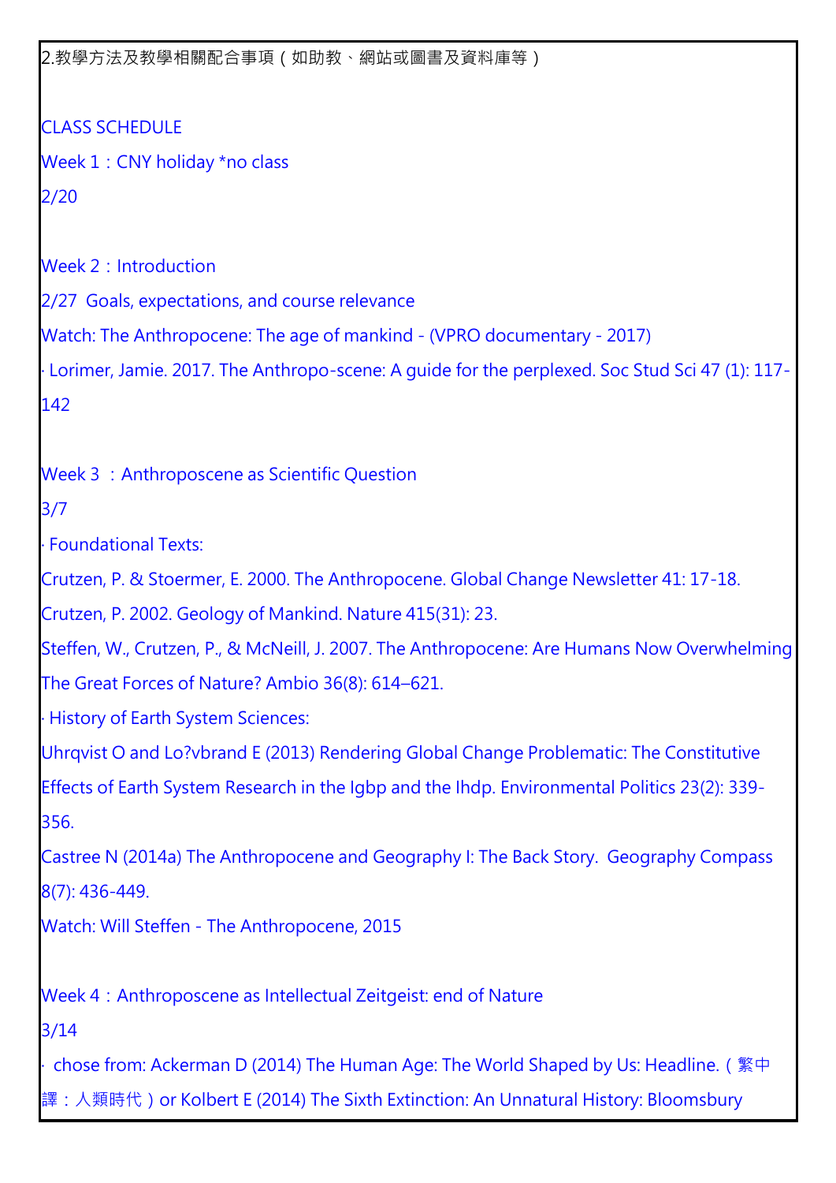2.教學方法及教學相關配合事項（如助教、網站或圖書及資料庫等）

CLASS SCHEDULE

Week 1：CNY holiday *no class

2/20

Week 2：Introduction

2/27 Goals, expectations, and course relevance

Watch: The Anthropocene: The age of mankind - (VPRO documentary - 2017)

· Lorimer, Jamie. 2017. The Anthropo-scene: A guide for the perplexed. Soc Stud Sci 47 (1): 117-142

Week 3 ：Anthroposcene as Scientific Question

3/7

· Foundational Texts:

Crutzen, P. & Stoermer, E. 2000. The Anthropocene. Global Change Newsletter 41: 17-18.

Crutzen, P. 2002. Geology of Mankind. Nature 415(31): 23.

Steffen, W., Crutzen, P., & McNeill, J. 2007. The Anthropocene: Are Humans Now Overwhelming The Great Forces of Nature? Ambio 36(8): 614–621.

· History of Earth System Sciences:

Uhrqvist O and Lo?vbrand E (2013) Rendering Global Change Problematic: The Constitutive Effects of Earth System Research in the Igbp and the Ihdp. Environmental Politics 23(2): 339-356.

Castree N (2014a) The Anthropocene and Geography I: The Back Story. Geography Compass 8(7): 436-449.

Watch: Will Steffen - The Anthropocene, 2015

Week 4：Anthroposcene as Intellectual Zeitgeist: end of Nature

3/14

· chose from: Ackerman D (2014) The Human Age: The World Shaped by Us: Headline.（繁中譯：人類時代）or Kolbert E (2014) The Sixth Extinction: An Unnatural History: Bloomsbury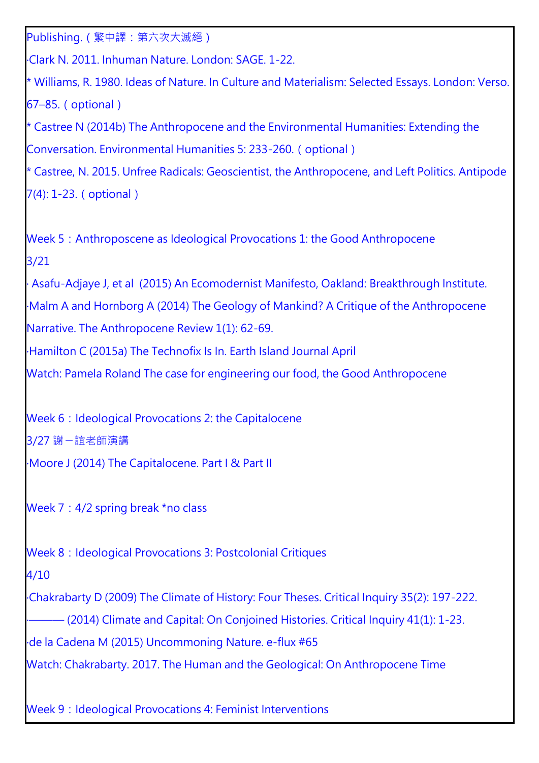Publishing.（繁中譯：第六次大滅絕）

·Clark N. 2011. Inhuman Nature. London: SAGE. 1-22.

* Williams, R. 1980. Ideas of Nature. In Culture and Materialism: Selected Essays. London: Verso. 67–85.（optional）

* Castree N (2014b) The Anthropocene and the Environmental Humanities: Extending the Conversation. Environmental Humanities 5: 233-260.（optional）

* Castree, N. 2015. Unfree Radicals: Geoscientist, the Anthropocene, and Left Politics. Antipode 7(4): 1-23.（optional）

Week 5：Anthroposcene as Ideological Provocations 1: the Good Anthropocene

3/21

· Asafu-Adjaye J, et al  (2015) An Ecomodernist Manifesto, Oakland: Breakthrough Institute.

·Malm A and Hornborg A (2014) The Geology of Mankind? A Critique of the Anthropocene Narrative. The Anthropocene Review 1(1): 62-69.

·Hamilton C (2015a) The Technofix Is In. Earth Island Journal April

Watch: Pamela Roland The case for engineering our food, the Good Anthropocene

Week 6：Ideological Provocations 2: the Capitalocene

3/27 謝一誼老師演講

·Moore J (2014) The Capitalocene. Part I & Part II

Week 7：4/2 spring break *no class

Week 8：Ideological Provocations 3: Postcolonial Critiques

4/10

·Chakrabarty D (2009) The Climate of History: Four Theses. Critical Inquiry 35(2): 197-222.

·——— (2014) Climate and Capital: On Conjoined Histories. Critical Inquiry 41(1): 1-23.

·de la Cadena M (2015) Uncommoning Nature. e-flux #65

Watch: Chakrabarty. 2017. The Human and the Geological: On Anthropocene Time

Week 9：Ideological Provocations 4: Feminist Interventions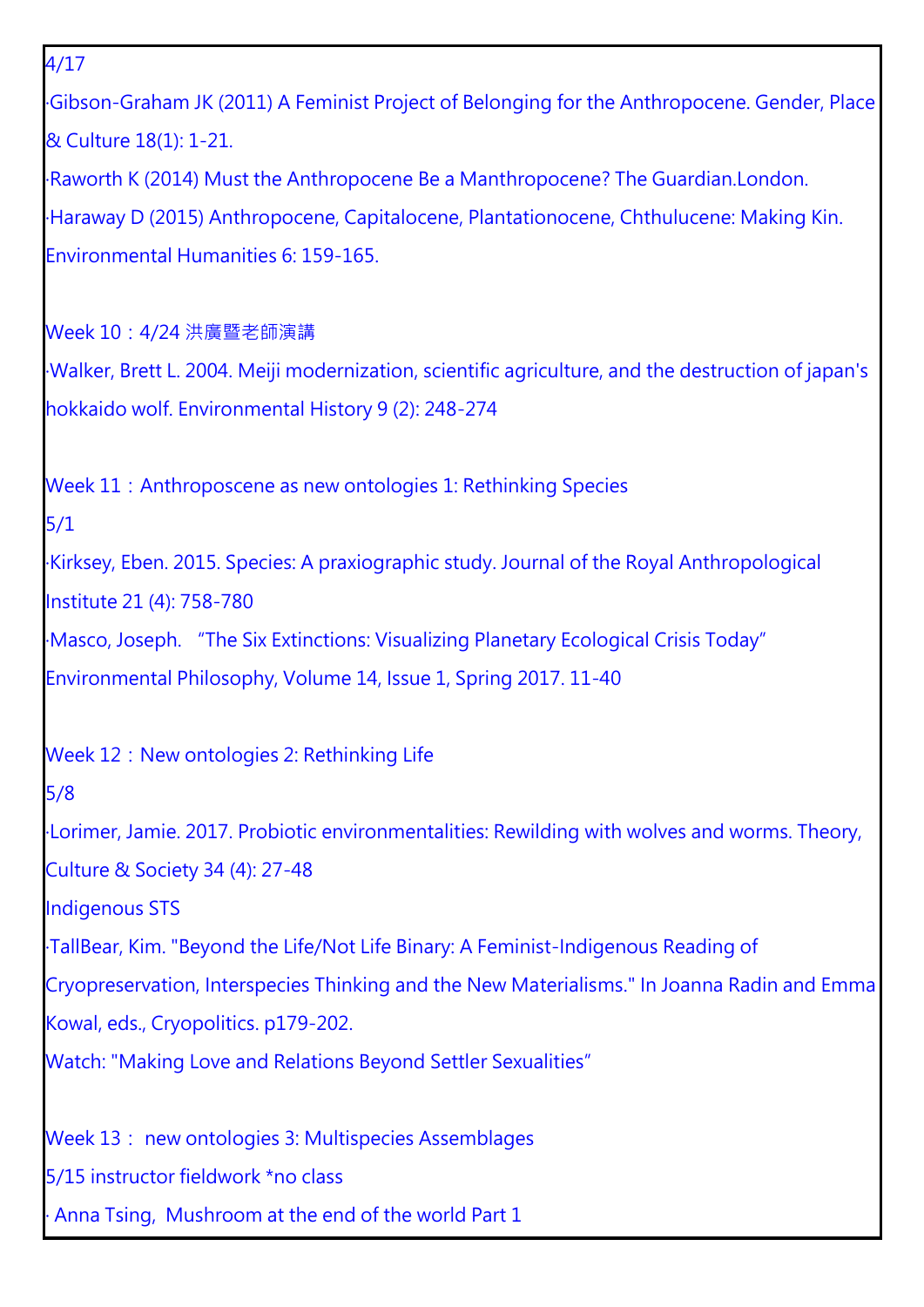4/17

·Gibson-Graham JK (2011) A Feminist Project of Belonging for the Anthropocene. Gender, Place & Culture 18(1): 1-21.

·Raworth K (2014) Must the Anthropocene Be a Manthropocene? The Guardian.London.

·Haraway D (2015) Anthropocene, Capitalocene, Plantationocene, Chthulucene: Making Kin. Environmental Humanities 6: 159-165.

Week 10：4/24 洪廣暨老師演講

·Walker, Brett L. 2004. Meiji modernization, scientific agriculture, and the destruction of japan's hokkaido wolf. Environmental History 9 (2): 248-274

Week 11：Anthroposcene as new ontologies 1: Rethinking Species

5/1

·Kirksey, Eben. 2015. Species: A praxiographic study. Journal of the Royal Anthropological Institute 21 (4): 758-780

·Masco, Joseph. “The Six Extinctions: Visualizing Planetary Ecological Crisis Today” Environmental Philosophy, Volume 14, Issue 1, Spring 2017. 11-40

Week 12：New ontologies 2: Rethinking Life

5/8

·Lorimer, Jamie. 2017. Probiotic environmentalities: Rewilding with wolves and worms. Theory, Culture & Society 34 (4): 27-48

Indigenous STS

·TallBear, Kim. "Beyond the Life/Not Life Binary: A Feminist-Indigenous Reading of Cryopreservation, Interspecies Thinking and the New Materialisms." In Joanna Radin and Emma Kowal, eds., Cryopolitics. p179-202.

Watch: "Making Love and Relations Beyond Settler Sexualities”

Week 13： new ontologies 3: Multispecies Assemblages

5/15 instructor fieldwork *no class

· Anna Tsing, Mushroom at the end of the world Part 1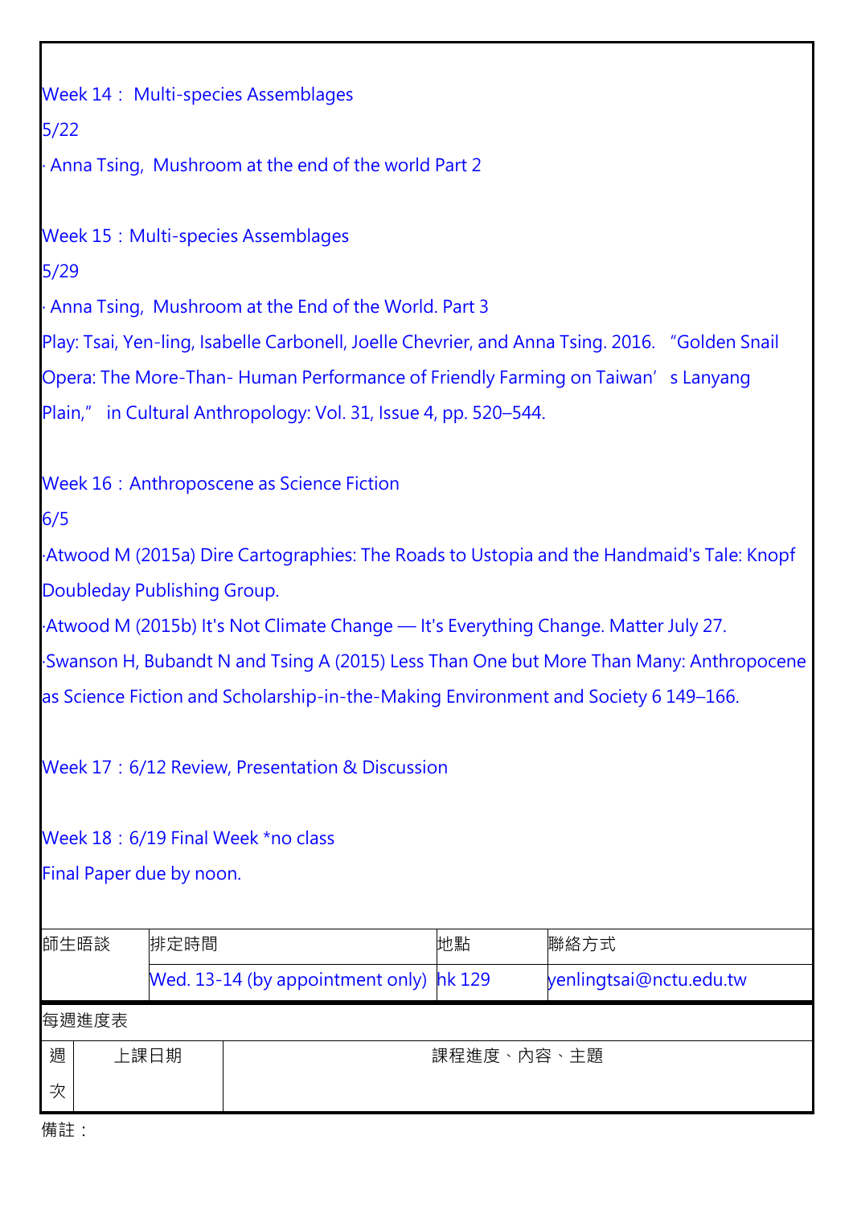Week 14： Multi-species Assemblages

5/22

· Anna Tsing, Mushroom at the end of the world Part 2

Week 15：Multi-species Assemblages

5/29

· Anna Tsing, Mushroom at the End of the World. Part 3

Play: Tsai, Yen-ling, Isabelle Carbonell, Joelle Chevrier, and Anna Tsing. 2016. "Golden Snail Opera: The More-Than- Human Performance of Friendly Farming on Taiwan's Lanyang Plain," in Cultural Anthropology: Vol. 31, Issue 4, pp. 520–544.

Week 16：Anthroposcene as Science Fiction

6/5

·Atwood M (2015a) Dire Cartographies: The Roads to Ustopia and the Handmaid's Tale: Knopf Doubleday Publishing Group.

·Atwood M (2015b) It's Not Climate Change — It's Everything Change. Matter July 27.

·Swanson H, Bubandt N and Tsing A (2015) Less Than One but More Than Many: Anthropocene as Science Fiction and Scholarship-in-the-Making Environment and Society 6 149–166.

Week 17：6/12 Review, Presentation & Discussion

Week 18：6/19 Final Week *no class

Final Paper due by noon.

| 師生晤談 | 排定時間 | 地點 | 聯絡方式 |
|---|---|---|---|
| | Wed. 13-14 (by appointment only) | hk 129 | yenlingtsai@nctu.edu.tw |

每週進度表

| 週次 | 上課日期 | 課程進度、內容、主題 |
|---|---|---|

備註：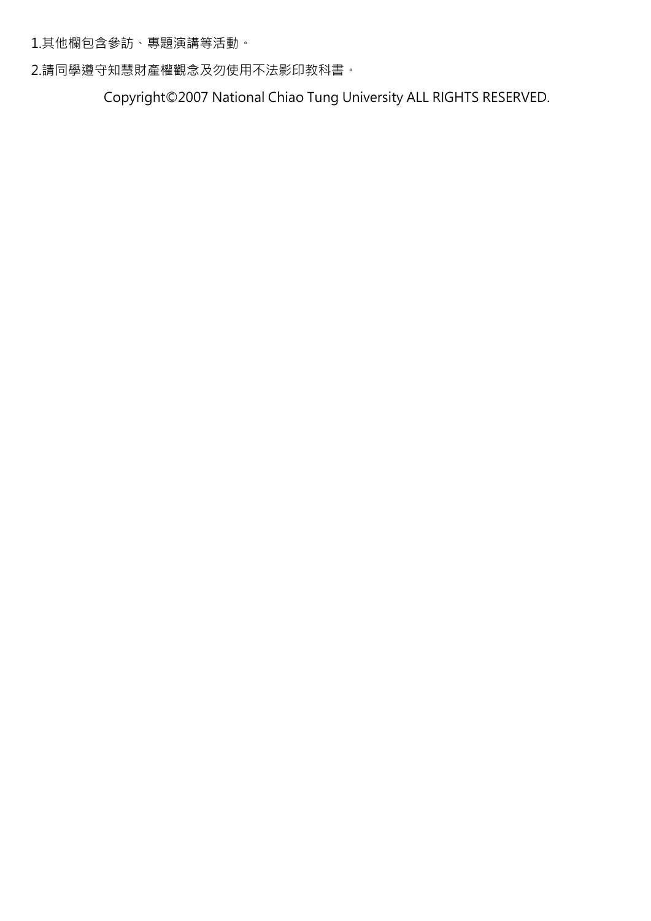1.其他欄包含參訪、專題演講等活動。

2.請同學遵守知慧財產權觀念及勿使用不法影印教科書。

Copyright©2007 National Chiao Tung University ALL RIGHTS RESERVED.